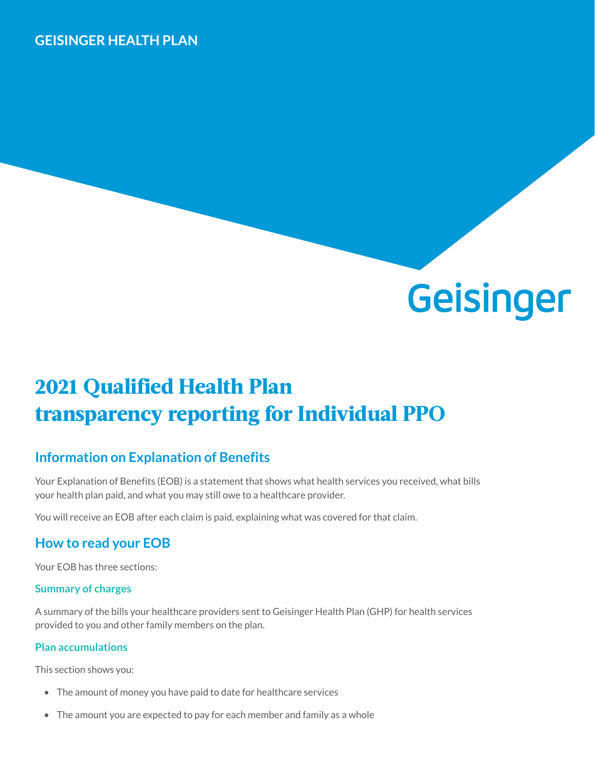GEISINGER HEALTH PLAN

Geisinger

# 2021 Qualified Health Plan transparency reporting for Individual PPO

## Information on Explanation of Benefits

Your Explanation of Benefits (EOB) is a statement that shows what health services you received, what bills your health plan paid, and what you may still owe to a healthcare provider.

You will receive an EOB after each claim is paid, explaining what was covered for that claim.

## How to read your EOB

Your EOB has three sections:

### Summary of charges

A summary of the bills your healthcare providers sent to Geisinger Health Plan (GHP) for health services provided to you and other family members on the plan.

### Plan accumulations

This section shows you:

- The amount of money you have paid to date for healthcare services
- The amount you are expected to pay for each member and family as a whole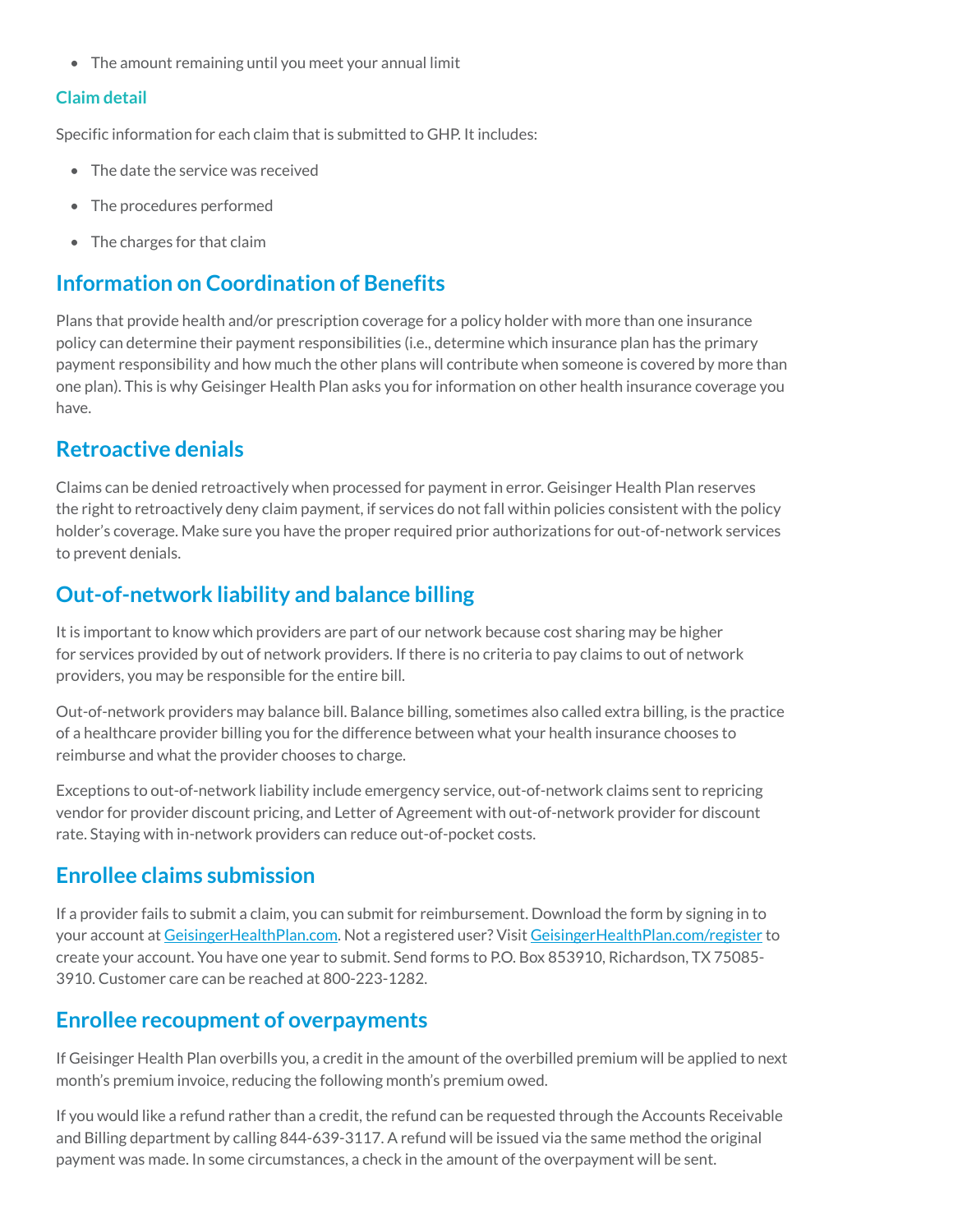- The amount remaining until you meet your annual limit

### Claim detail

Specific information for each claim that is submitted to GHP. It includes:

- The date the service was received
- The procedures performed
- The charges for that claim

## Information on Coordination of Benefits

Plans that provide health and/or prescription coverage for a policy holder with more than one insurance policy can determine their payment responsibilities (i.e., determine which insurance plan has the primary payment responsibility and how much the other plans will contribute when someone is covered by more than one plan). This is why Geisinger Health Plan asks you for information on other health insurance coverage you have.

## Retroactive denials

Claims can be denied retroactively when processed for payment in error. Geisinger Health Plan reserves the right to retroactively deny claim payment, if services do not fall within policies consistent with the policy holder's coverage. Make sure you have the proper required prior authorizations for out-of-network services to prevent denials.

## Out-of-network liability and balance billing

It is important to know which providers are part of our network because cost sharing may be higher for services provided by out of network providers. If there is no criteria to pay claims to out of network providers, you may be responsible for the entire bill.

Out-of-network providers may balance bill. Balance billing, sometimes also called extra billing, is the practice of a healthcare provider billing you for the difference between what your health insurance chooses to reimburse and what the provider chooses to charge.

Exceptions to out-of-network liability include emergency service, out-of-network claims sent to repricing vendor for provider discount pricing, and Letter of Agreement with out-of-network provider for discount rate. Staying with in-network providers can reduce out-of-pocket costs.

## Enrollee claims submission

If a provider fails to submit a claim, you can submit for reimbursement. Download the form by signing in to your account at GeisingerHealthPlan.com. Not a registered user? Visit GeisingerHealthPlan.com/register to create your account. You have one year to submit. Send forms to P.O. Box 853910, Richardson, TX 75085-3910. Customer care can be reached at 800-223-1282.

## Enrollee recoupment of overpayments

If Geisinger Health Plan overbills you, a credit in the amount of the overbilled premium will be applied to next month's premium invoice, reducing the following month's premium owed.

If you would like a refund rather than a credit, the refund can be requested through the Accounts Receivable and Billing department by calling 844-639-3117. A refund will be issued via the same method the original payment was made. In some circumstances, a check in the amount of the overpayment will be sent.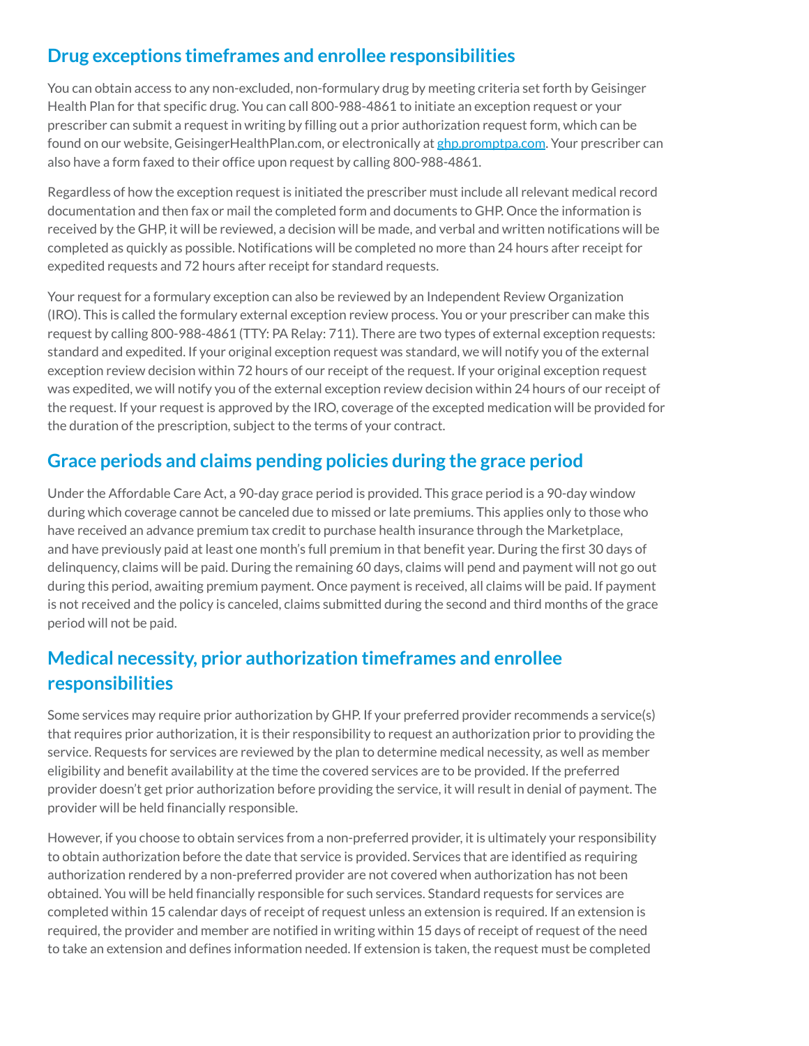## Drug exceptions timeframes and enrollee responsibilities

You can obtain access to any non-excluded, non-formulary drug by meeting criteria set forth by Geisinger Health Plan for that specific drug. You can call 800-988-4861 to initiate an exception request or your prescriber can submit a request in writing by filling out a prior authorization request form, which can be found on our website, GeisingerHealthPlan.com, or electronically at [ghp.promptpa.com](ghp.promptpa.com). Your prescriber can also have a form faxed to their office upon request by calling 800-988-4861.

Regardless of how the exception request is initiated the prescriber must include all relevant medical record documentation and then fax or mail the completed form and documents to GHP. Once the information is received by the GHP, it will be reviewed, a decision will be made, and verbal and written notifications will be completed as quickly as possible. Notifications will be completed no more than 24 hours after receipt for expedited requests and 72 hours after receipt for standard requests.

Your request for a formulary exception can also be reviewed by an Independent Review Organization (IRO). This is called the formulary external exception review process. You or your prescriber can make this request by calling 800-988-4861 (TTY: PA Relay: 711). There are two types of external exception requests: standard and expedited. If your original exception request was standard, we will notify you of the external exception review decision within 72 hours of our receipt of the request. If your original exception request was expedited, we will notify you of the external exception review decision within 24 hours of our receipt of the request. If your request is approved by the IRO, coverage of the excepted medication will be provided for the duration of the prescription, subject to the terms of your contract.

## Grace periods and claims pending policies during the grace period

Under the Affordable Care Act, a 90-day grace period is provided. This grace period is a 90-day window during which coverage cannot be canceled due to missed or late premiums. This applies only to those who have received an advance premium tax credit to purchase health insurance through the Marketplace, and have previously paid at least one month's full premium in that benefit year. During the first 30 days of delinquency, claims will be paid. During the remaining 60 days, claims will pend and payment will not go out during this period, awaiting premium payment. Once payment is received, all claims will be paid. If payment is not received and the policy is canceled, claims submitted during the second and third months of the grace period will not be paid.

## Medical necessity, prior authorization timeframes and enrollee responsibilities

Some services may require prior authorization by GHP. If your preferred provider recommends a service(s) that requires prior authorization, it is their responsibility to request an authorization prior to providing the service. Requests for services are reviewed by the plan to determine medical necessity, as well as member eligibility and benefit availability at the time the covered services are to be provided. If the preferred provider doesn't get prior authorization before providing the service, it will result in denial of payment. The provider will be held financially responsible.

However, if you choose to obtain services from a non-preferred provider, it is ultimately your responsibility to obtain authorization before the date that service is provided. Services that are identified as requiring authorization rendered by a non-preferred provider are not covered when authorization has not been obtained. You will be held financially responsible for such services. Standard requests for services are completed within 15 calendar days of receipt of request unless an extension is required. If an extension is required, the provider and member are notified in writing within 15 days of receipt of request of the need to take an extension and defines information needed. If extension is taken, the request must be completed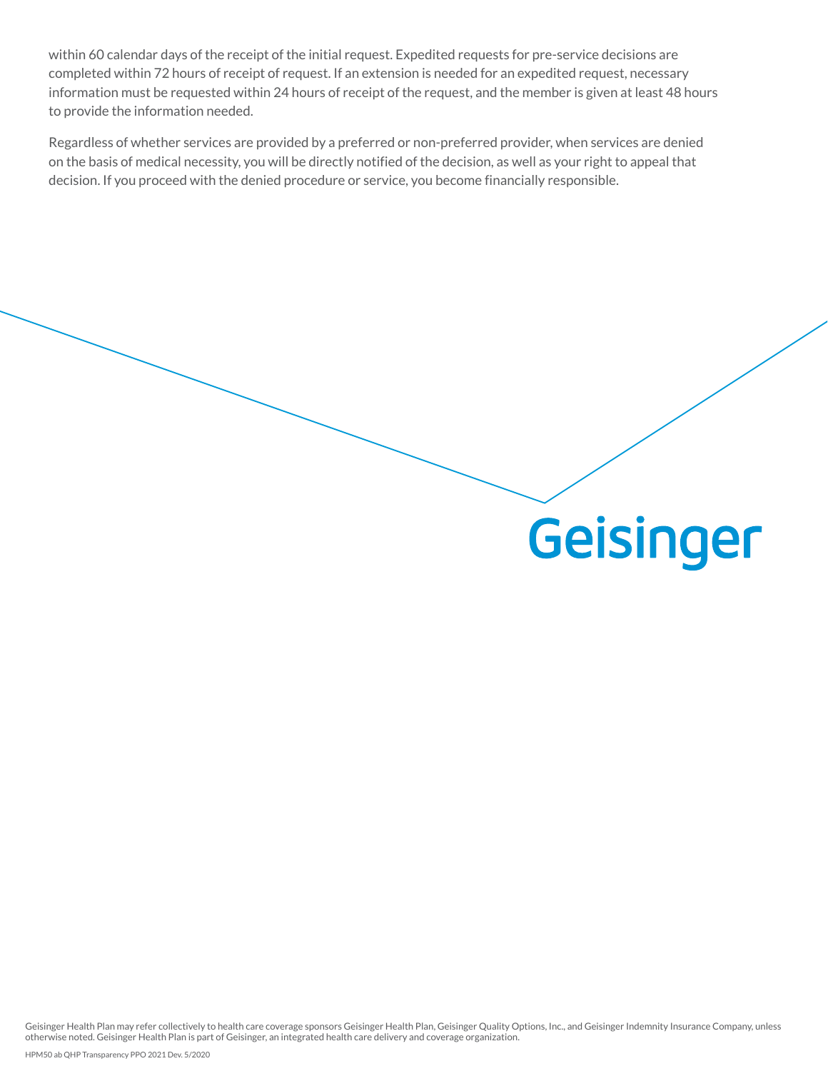within 60 calendar days of the receipt of the initial request. Expedited requests for pre-service decisions are completed within 72 hours of receipt of request. If an extension is needed for an expedited request, necessary information must be requested within 24 hours of receipt of the request, and the member is given at least 48 hours to provide the information needed.

Regardless of whether services are provided by a preferred or non-preferred provider, when services are denied on the basis of medical necessity, you will be directly notified of the decision, as well as your right to appeal that decision. If you proceed with the denied procedure or service, you become financially responsible.

Geisinger

Geisinger Health Plan may refer collectively to health care coverage sponsors Geisinger Health Plan, Geisinger Quality Options, Inc., and Geisinger Indemnity Insurance Company, unless otherwise noted. Geisinger Health Plan is part of Geisinger, an integrated health care delivery and coverage organization.

HPM50 ab QHP Transparency PPO 2021 Dev. 5/2020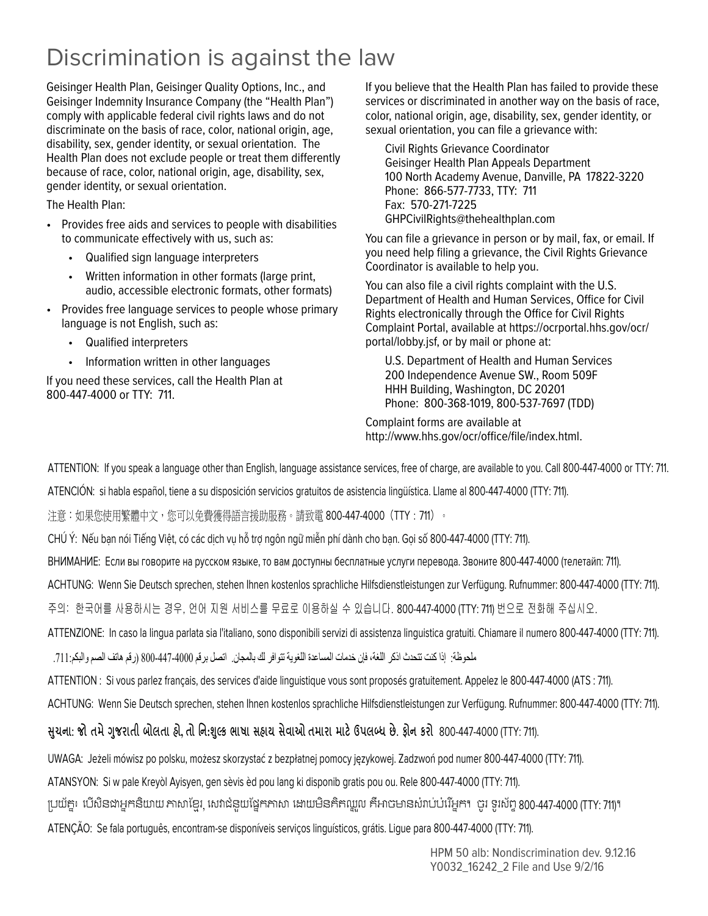# Discrimination is against the law

Geisinger Health Plan, Geisinger Quality Options, Inc., and Geisinger Indemnity Insurance Company (the "Health Plan") comply with applicable federal civil rights laws and do not discriminate on the basis of race, color, national origin, age, disability, sex, gender identity, or sexual orientation. The Health Plan does not exclude people or treat them differently because of race, color, national origin, age, disability, sex, gender identity, or sexual orientation.

The Health Plan:

- Provides free aids and services to people with disabilities to communicate effectively with us, such as:
  - Qualified sign language interpreters
  - Written information in other formats (large print, audio, accessible electronic formats, other formats)
- Provides free language services to people whose primary language is not English, such as:
  - Qualified interpreters
  - Information written in other languages

If you need these services, call the Health Plan at 800-447-4000 or TTY: 711.

If you believe that the Health Plan has failed to provide these services or discriminated in another way on the basis of race, color, national origin, age, disability, sex, gender identity, or sexual orientation, you can file a grievance with:

Civil Rights Grievance Coordinator
Geisinger Health Plan Appeals Department
100 North Academy Avenue, Danville, PA 17822-3220
Phone: 866-577-7733, TTY: 711
Fax: 570-271-7225
GHPCivilRights@thehealthplan.com

You can file a grievance in person or by mail, fax, or email. If you need help filing a grievance, the Civil Rights Grievance Coordinator is available to help you.

You can also file a civil rights complaint with the U.S. Department of Health and Human Services, Office for Civil Rights electronically through the Office for Civil Rights Complaint Portal, available at https://ocrportal.hhs.gov/ocr/portal/lobby.jsf, or by mail or phone at:

U.S. Department of Health and Human Services
200 Independence Avenue SW., Room 509F
HHH Building, Washington, DC 20201
Phone: 800-368-1019, 800-537-7697 (TDD)

Complaint forms are available at http://www.hhs.gov/ocr/office/file/index.html.

ATTENTION: If you speak a language other than English, language assistance services, free of charge, are available to you. Call 800-447-4000 or TTY: 711.

ATENCIÓN: si habla español, tiene a su disposición servicios gratuitos de asistencia lingüística. Llame al 800-447-4000 (TTY: 711).

注意：如果您使用繁體中文，您可以免費獲得語言援助服務。請致電 800-447-4000（TTY：711）。

CHÚ Ý: Nếu bạn nói Tiếng Việt, có các dịch vụ hỗ trợ ngôn ngữ miễn phí dành cho bạn. Gọi số 800-447-4000 (TTY: 711).

ВНИМАНИЕ: Если вы говорите на русском языке, то вам доступны бесплатные услуги перевода. Звоните 800-447-4000 (телетайп: 711).

ACHTUNG: Wenn Sie Deutsch sprechen, stehen Ihnen kostenlos sprachliche Hilfsdienstleistungen zur Verfügung. Rufnummer: 800-447-4000 (TTY: 711).

주의: 한국어를 사용하시는 경우, 언어 지원 서비스를 무료로 이용하실 수 있습니다. 800-447-4000 (TTY: 711) 번으로 전화해 주십시오.

ATTENZIONE: In caso la lingua parlata sia l'italiano, sono disponibili servizi di assistenza linguistica gratuiti. Chiamare il numero 800-447-4000 (TTY: 711).

ملحوظة: إذا كنت تتحدث اذكر اللغة، فإن خدمات المساعدة اللغوية تتوافر لك بالمجان. اتصل برقم 4000-447-800 (رقم هاتف الصم والبكم: 711).

ATTENTION : Si vous parlez français, des services d'aide linguistique vous sont proposés gratuitement. Appelez le 800-447-4000 (ATS : 711).

ACHTUNG: Wenn Sie Deutsch sprechen, stehen Ihnen kostenlos sprachliche Hilfsdienstleistungen zur Verfügung. Rufnummer: 800-447-4000 (TTY: 711).

સુચના: જો તમે ગુજરાતી બોલતા હો, તો નિ:શુલ્ક ભાષા સહાય સેવાઓ તમારા માટે ઉપલબ્ધ છે. ફોન કરો 800-447-4000 (TTY: 711).

UWAGA: Jeżeli mówisz po polsku, możesz skorzystać z bezpłatnej pomocy językowej. Zadzwoń pod numer 800-447-4000 (TTY: 711).

ATANSYON: Si w pale Kreyòl Ayisyen, gen sèvis èd pou lang ki disponib gratis pou ou. Rele 800-447-4000 (TTY: 711).

ប្រយ័ត្ន៖ បើសិនជាអ្នកនិយាយ ភាសាខ្មែរ, សេវាជំនួយផ្នែកភាសា ដោយមិនគិតឈ្នួល គឺអាចមានសំរាប់បំរើអ្នក។ ចូរ ទូរស័ព្ទ 800-447-4000 (TTY: 711)។

ATENÇÃO: Se fala português, encontram-se disponíveis serviços linguísticos, grátis. Ligue para 800-447-4000 (TTY: 711).

HPM 50 alb: Nondiscrimination dev. 9.12.16
Y0032_16242_2 File and Use 9/2/16